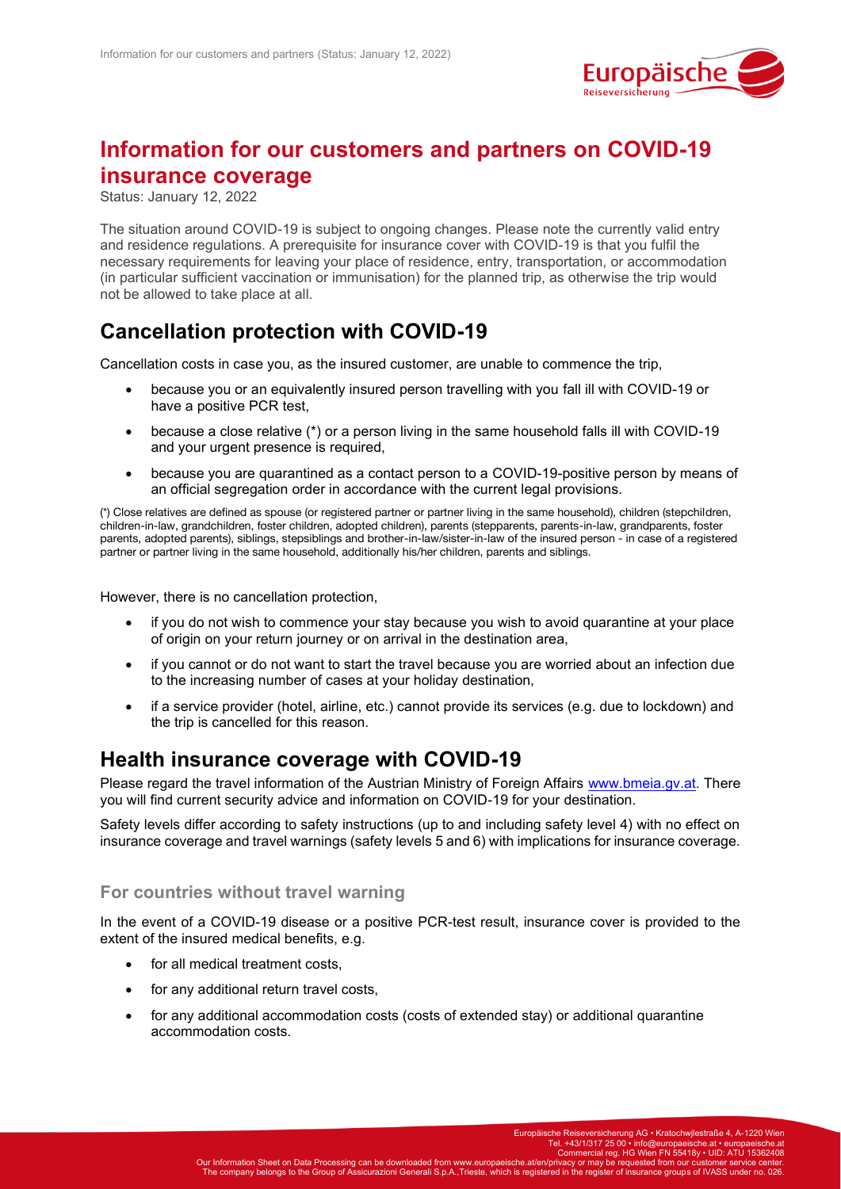# Information for our customers and partners on COVID-19 insurance coverage

Status: January 12, 2022

The situation around COVID-19 is subject to ongoing changes. Please note the currently valid entry and residence regulations. A prerequisite for insurance cover with COVID-19 is that you fulfil the necessary requirements for leaving your place of residence, entry, transportation, or accommodation (in particular sufficient vaccination or immunisation) for the planned trip, as otherwise the trip would not be allowed to take place at all.

## Cancellation protection with COVID-19

Cancellation costs in case you, as the insured customer, are unable to commence the trip,

- because you or an equivalently insured person travelling with you fall ill with COVID-19 or have a positive PCR test,
- because a close relative (*) or a person living in the same household falls ill with COVID-19 and your urgent presence is required,
- because you are quarantined as a contact person to a COVID-19-positive person by means of an official segregation order in accordance with the current legal provisions.

(*) Close relatives are defined as spouse (or registered partner or partner living in the same household), children (stepchildren, children-in-law, grandchildren, foster children, adopted children), parents (stepparents, parents-in-law, grandparents, foster parents, adopted parents), siblings, stepsiblings and brother-in-law/sister-in-law of the insured person - in case of a registered partner or partner living in the same household, additionally his/her children, parents and siblings.

However, there is no cancellation protection,

- if you do not wish to commence your stay because you wish to avoid quarantine at your place of origin on your return journey or on arrival in the destination area,
- if you cannot or do not want to start the travel because you are worried about an infection due to the increasing number of cases at your holiday destination,
- if a service provider (hotel, airline, etc.) cannot provide its services (e.g. due to lockdown) and the trip is cancelled for this reason.

## Health insurance coverage with COVID-19

Please regard the travel information of the Austrian Ministry of Foreign Affairs www.bmeia.gv.at. There you will find current security advice and information on COVID-19 for your destination.

Safety levels differ according to safety instructions (up to and including safety level 4) with no effect on insurance coverage and travel warnings (safety levels 5 and 6) with implications for insurance coverage.

### For countries without travel warning

In the event of a COVID-19 disease or a positive PCR-test result, insurance cover is provided to the extent of the insured medical benefits, e.g.

- for all medical treatment costs,
- for any additional return travel costs,
- for any additional accommodation costs (costs of extended stay) or additional quarantine accommodation costs.

Europäische Reiseversicherung AG • Kratochwjlestraße 4, A-1220 Wien
Tel. +43/1/317 25 00 • info@europaeische.at • europaeische.at
Commercial reg. HG Wien FN 55418y • UID: ATU 15362408
Our Information Sheet on Data Processing can be downloaded from www.europaeische.at/en/privacy or may be requested from our customer service center.
The company belongs to the Group of Assicurazioni Generali S.p.A.,Trieste, which is registered in the register of insurance groups of IVASS under no. 026.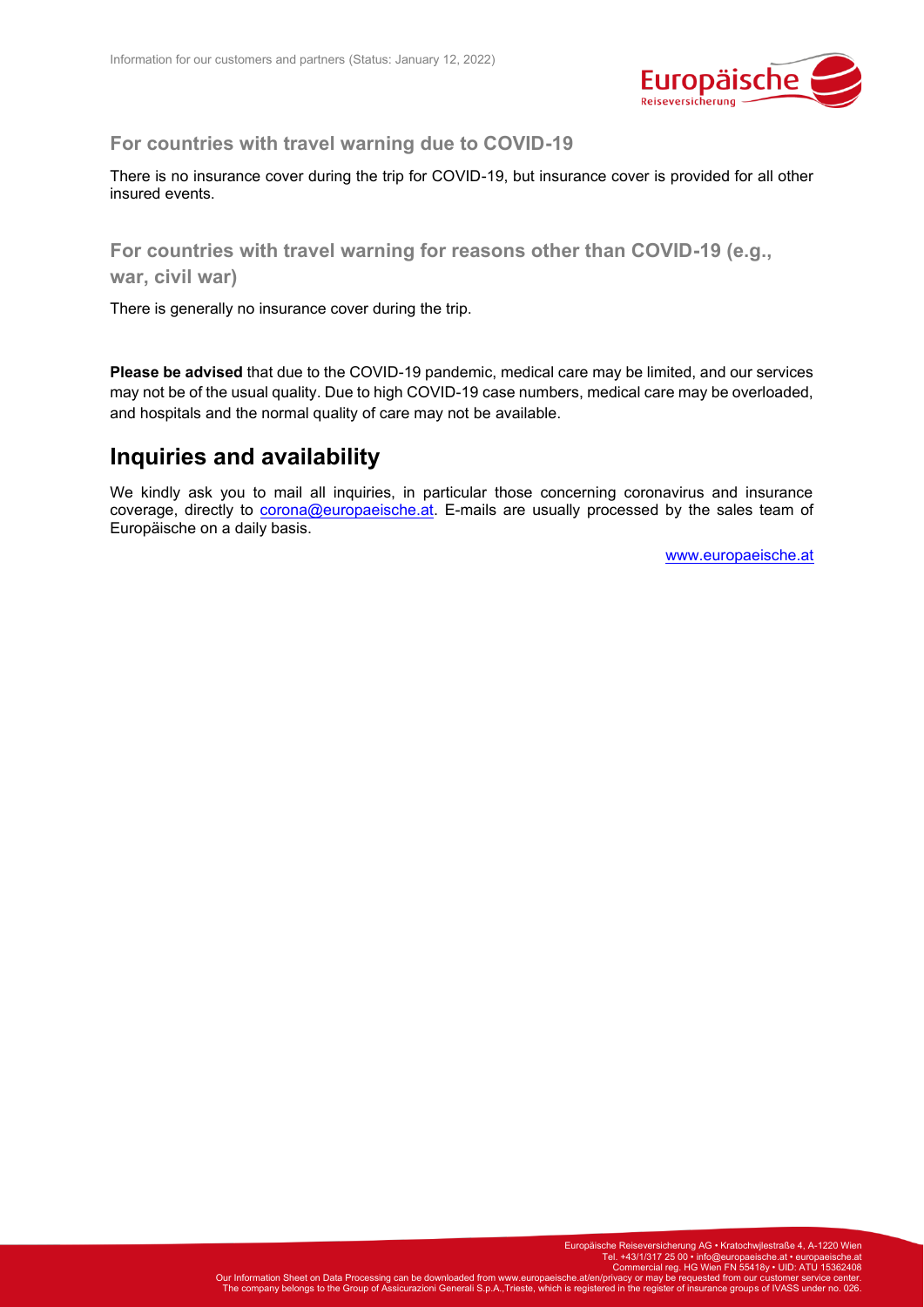### For countries with travel warning due to COVID-19

There is no insurance cover during the trip for COVID-19, but insurance cover is provided for all other insured events.

### For countries with travel warning for reasons other than COVID-19 (e.g., war, civil war)

There is generally no insurance cover during the trip.

**Please be advised** that due to the COVID-19 pandemic, medical care may be limited, and our services may not be of the usual quality. Due to high COVID-19 case numbers, medical care may be overloaded, and hospitals and the normal quality of care may not be available.

## Inquiries and availability

We kindly ask you to mail all inquiries, in particular those concerning coronavirus and insurance coverage, directly to corona@europaeische.at. E-mails are usually processed by the sales team of Europäische on a daily basis.

www.europaeische.at